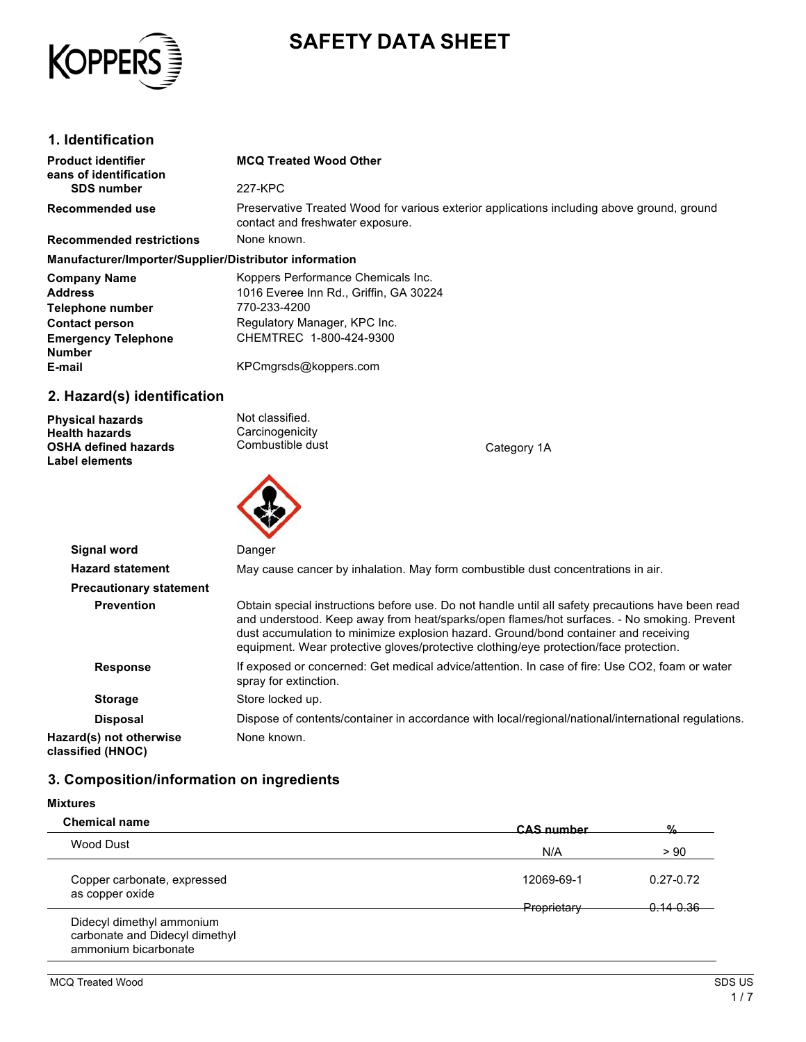# SAFETY DATA SHEET

## 1. Identification

| | |
|---|---|
| **Product identifier** | **MCQ Treated Wood Other** |
| **eans of identification** | |
| **SDS number** | 227-KPC |
| **Recommended use** | Preservative Treated Wood for various exterior applications including above ground, ground contact and freshwater exposure. |
| **Recommended restrictions** | None known. |

**Manufacturer/Importer/Supplier/Distributor information**

| | |
|---|---|
| **Company Name** | Koppers Performance Chemicals Inc. |
| **Address** | 1016 Everee Inn Rd., Griffin, GA 30224 |
| **Telephone number** | 770-233-4200 |
| **Contact person** | Regulatory Manager, KPC Inc. |
| **Emergency Telephone Number** | CHEMTREC 1-800-424-9300 |
| **E-mail** | KPCmgrsds@koppers.com |

## 2. Hazard(s) identification

| | | |
|---|---|---|
| **Physical hazards** | Not classified. | |
| **Health hazards** | Carcinogenicity | Category 1A |
| **OSHA defined hazards** | Combustible dust | |
| **Label elements** | | |

| | |
|---|---|
| **Signal word** | Danger |
| **Hazard statement** | May cause cancer by inhalation. May form combustible dust concentrations in air. |
| **Precautionary statement** | |
| **Prevention** | Obtain special instructions before use. Do not handle until all safety precautions have been read and understood. Keep away from heat/sparks/open flames/hot surfaces. - No smoking. Prevent dust accumulation to minimize explosion hazard. Ground/bond container and receiving equipment. Wear protective gloves/protective clothing/eye protection/face protection. |
| **Response** | If exposed or concerned: Get medical advice/attention. In case of fire: Use CO2, foam or water spray for extinction. |
| **Storage** | Store locked up. |
| **Disposal** | Dispose of contents/container in accordance with local/regional/national/international regulations. |
| **Hazard(s) not otherwise classified (HNOC)** | None known. |

## 3. Composition/information on ingredients

**Mixtures**

| Chemical name | CAS number | % |
|---|---|---|
| Wood Dust | N/A | > 90 |
| Copper carbonate, expressed as copper oxide | 12069-69-1 | 0.27-0.72 |
| Didecyl dimethyl ammonium carbonate and Didecyl dimethyl ammonium bicarbonate | Proprietary | 0.14-0.36 |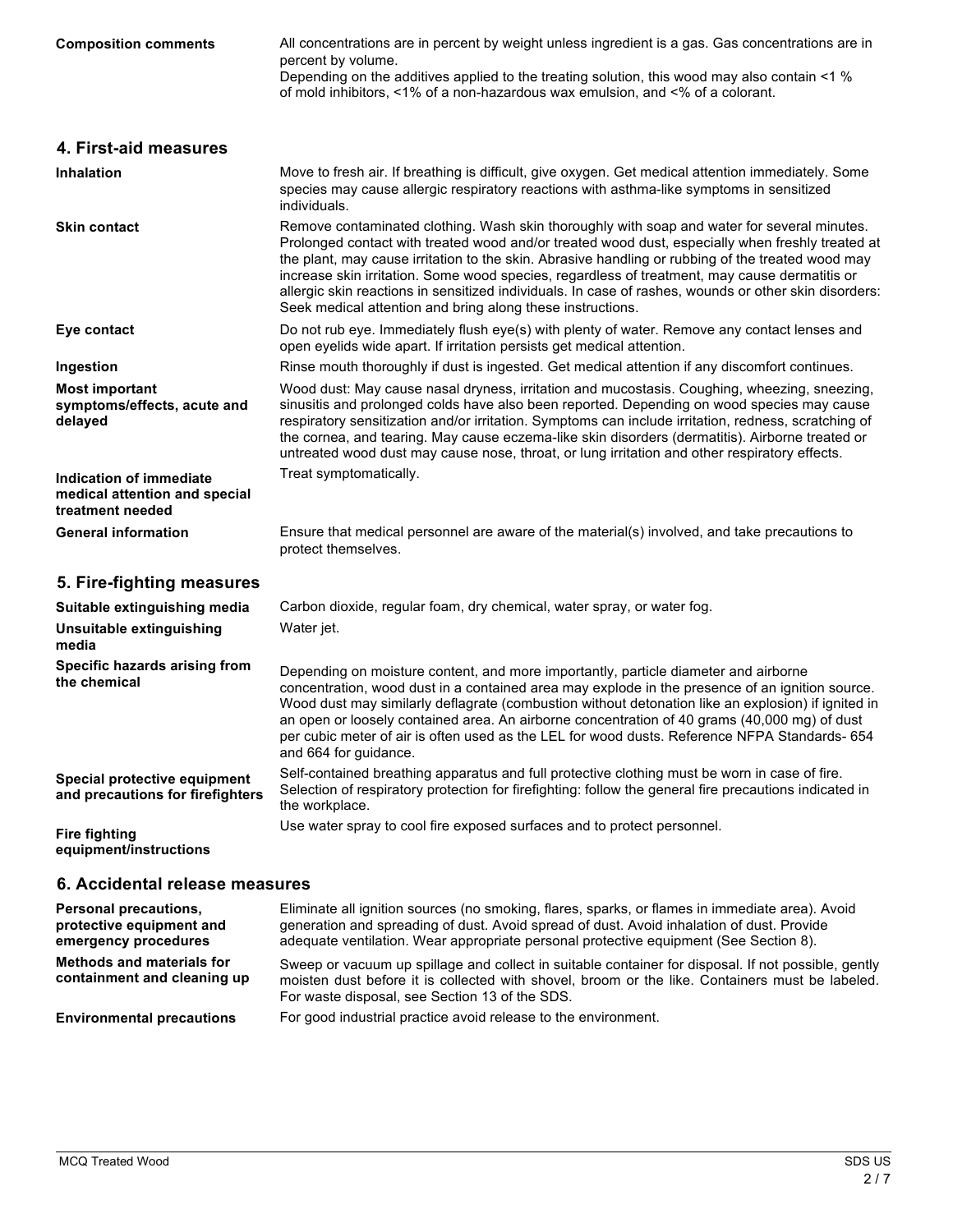**Composition comments**

All concentrations are in percent by weight unless ingredient is a gas. Gas concentrations are in percent by volume.
Depending on the additives applied to the treating solution, this wood may also contain <1 % of mold inhibitors, <1% of a non-hazardous wax emulsion, and <% of a colorant.

## 4. First-aid measures

**Inhalation**

Move to fresh air. If breathing is difficult, give oxygen. Get medical attention immediately. Some species may cause allergic respiratory reactions with asthma-like symptoms in sensitized individuals.

**Skin contact**

Remove contaminated clothing. Wash skin thoroughly with soap and water for several minutes. Prolonged contact with treated wood and/or treated wood dust, especially when freshly treated at the plant, may cause irritation to the skin. Abrasive handling or rubbing of the treated wood may increase skin irritation. Some wood species, regardless of treatment, may cause dermatitis or allergic skin reactions in sensitized individuals. In case of rashes, wounds or other skin disorders: Seek medical attention and bring along these instructions.

**Eye contact**

Do not rub eye. Immediately flush eye(s) with plenty of water. Remove any contact lenses and open eyelids wide apart. If irritation persists get medical attention.

**Ingestion**

Rinse mouth thoroughly if dust is ingested. Get medical attention if any discomfort continues.

**Most important symptoms/effects, acute and delayed**

Wood dust: May cause nasal dryness, irritation and mucostasis. Coughing, wheezing, sneezing, sinusitis and prolonged colds have also been reported. Depending on wood species may cause respiratory sensitization and/or irritation. Symptoms can include irritation, redness, scratching of the cornea, and tearing. May cause eczema-like skin disorders (dermatitis). Airborne treated or untreated wood dust may cause nose, throat, or lung irritation and other respiratory effects.

**Indication of immediate medical attention and special treatment needed**

Treat symptomatically.

**General information**

Ensure that medical personnel are aware of the material(s) involved, and take precautions to protect themselves.

## 5. Fire-fighting measures

**Suitable extinguishing media**

Carbon dioxide, regular foam, dry chemical, water spray, or water fog.

**Unsuitable extinguishing media**

Water jet.

**Specific hazards arising from the chemical**

Depending on moisture content, and more importantly, particle diameter and airborne concentration, wood dust in a contained area may explode in the presence of an ignition source. Wood dust may similarly deflagrate (combustion without detonation like an explosion) if ignited in an open or loosely contained area. An airborne concentration of 40 grams (40,000 mg) of dust per cubic meter of air is often used as the LEL for wood dusts. Reference NFPA Standards- 654 and 664 for guidance.

**Special protective equipment and precautions for firefighters**

Self-contained breathing apparatus and full protective clothing must be worn in case of fire. Selection of respiratory protection for firefighting: follow the general fire precautions indicated in the workplace.

**Fire fighting equipment/instructions**

Use water spray to cool fire exposed surfaces and to protect personnel.

## 6. Accidental release measures

**Personal precautions, protective equipment and emergency procedures**

Eliminate all ignition sources (no smoking, flares, sparks, or flames in immediate area). Avoid generation and spreading of dust. Avoid spread of dust. Avoid inhalation of dust. Provide adequate ventilation. Wear appropriate personal protective equipment (See Section 8).

**Methods and materials for containment and cleaning up**

Sweep or vacuum up spillage and collect in suitable container for disposal. If not possible, gently moisten dust before it is collected with shovel, broom or the like. Containers must be labeled. For waste disposal, see Section 13 of the SDS.

**Environmental precautions**

For good industrial practice avoid release to the environment.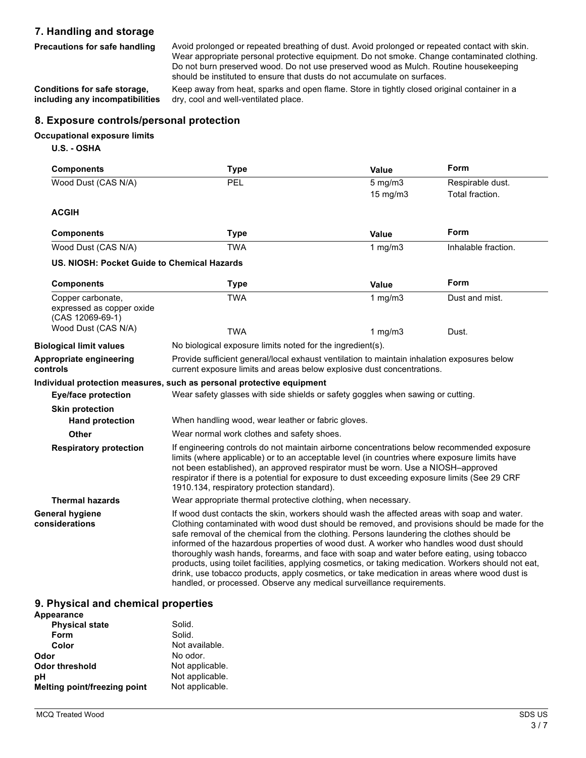## 7. Handling and storage

**Precautions for safe handling**

Avoid prolonged or repeated breathing of dust. Avoid prolonged or repeated contact with skin. Wear appropriate personal protective equipment. Do not smoke. Change contaminated clothing. Do not burn preserved wood. Do not use preserved wood as Mulch. Routine housekeeping should be instituted to ensure that dusts do not accumulate on surfaces.

**Conditions for safe storage, including any incompatibilities**

Keep away from heat, sparks and open flame. Store in tightly closed original container in a dry, cool and well-ventilated place.

## 8. Exposure controls/personal protection

**Occupational exposure limits**

**U.S. - OSHA**

| Components | Type | Value | Form |
|---|---|---|---|
| Wood Dust (CAS N/A) | PEL | 5 mg/m3 | Respirable dust. |
| | | 15 mg/m3 | Total fraction. |

**ACGIH**

| Components | Type | Value | Form |
|---|---|---|---|
| Wood Dust (CAS N/A) | TWA | 1 mg/m3 | Inhalable fraction. |

**US. NIOSH: Pocket Guide to Chemical Hazards**

| Components | Type | Value | Form |
|---|---|---|---|
| Copper carbonate, expressed as copper oxide (CAS 12069-69-1) | TWA | 1 mg/m3 | Dust and mist. |
| Wood Dust (CAS N/A) | TWA | 1 mg/m3 | Dust. |

**Biological limit values**

No biological exposure limits noted for the ingredient(s).

**Appropriate engineering controls**

Provide sufficient general/local exhaust ventilation to maintain inhalation exposures below current exposure limits and areas below explosive dust concentrations.

**Individual protection measures, such as personal protective equipment**

**Eye/face protection**

Wear safety glasses with side shields or safety goggles when sawing or cutting.

**Skin protection**

**Hand protection**

When handling wood, wear leather or fabric gloves.

**Other**

Wear normal work clothes and safety shoes.

**Respiratory protection**

If engineering controls do not maintain airborne concentrations below recommended exposure limits (where applicable) or to an acceptable level (in countries where exposure limits have not been established), an approved respirator must be worn. Use a NIOSH–approved respirator if there is a potential for exposure to dust exceeding exposure limits (See 29 CRF 1910.134, respiratory protection standard).

**Thermal hazards**

Wear appropriate thermal protective clothing, when necessary.

**General hygiene considerations**

If wood dust contacts the skin, workers should wash the affected areas with soap and water. Clothing contaminated with wood dust should be removed, and provisions should be made for the safe removal of the chemical from the clothing. Persons laundering the clothes should be informed of the hazardous properties of wood dust. A worker who handles wood dust should thoroughly wash hands, forearms, and face with soap and water before eating, using tobacco products, using toilet facilities, applying cosmetics, or taking medication. Workers should not eat, drink, use tobacco products, apply cosmetics, or take medication in areas where wood dust is handled, or processed. Observe any medical surveillance requirements.

## 9. Physical and chemical properties

**Appearance**

| | |
|---|---|
| **Physical state** | Solid. |
| **Form** | Solid. |
| **Color** | Not available. |
| **Odor** | No odor. |
| **Odor threshold** | Not applicable. |
| **pH** | Not applicable. |
| **Melting point/freezing point** | Not applicable. |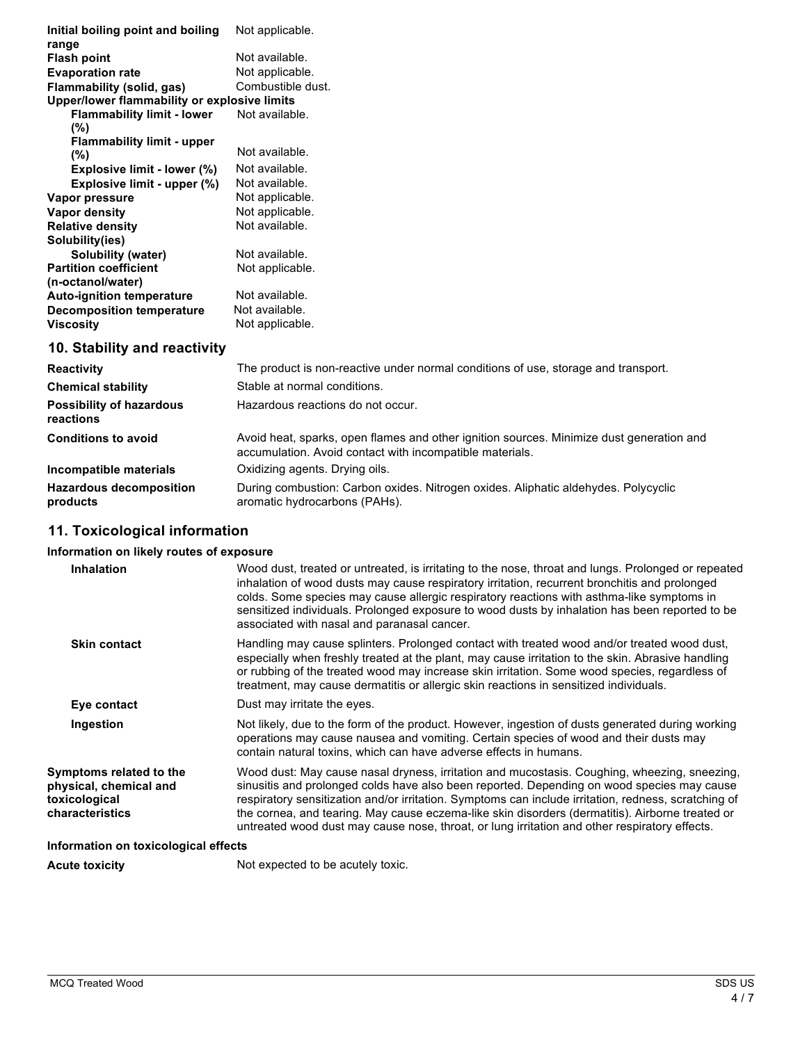| | |
|---|---|
| **Initial boiling point and boiling range** | Not applicable. |
| **Flash point** | Not available. |
| **Evaporation rate** | Not applicable. |
| **Flammability (solid, gas)** | Combustible dust. |
| **Upper/lower flammability or explosive limits** | |
| **Flammability limit - lower (%)** | Not available. |
| **Flammability limit - upper (%)** | Not available. |
| **Explosive limit - lower (%)** | Not available. |
| **Explosive limit - upper (%)** | Not available. |
| **Vapor pressure** | Not applicable. |
| **Vapor density** | Not applicable. |
| **Relative density** | Not available. |
| **Solubility(ies)** | |
| **Solubility (water)** | Not available. |
| **Partition coefficient (n-octanol/water)** | Not applicable. |
| **Auto-ignition temperature** | Not available. |
| **Decomposition temperature** | Not available. |
| **Viscosity** | Not applicable. |

## 10. Stability and reactivity

| | |
|---|---|
| **Reactivity** | The product is non-reactive under normal conditions of use, storage and transport. |
| **Chemical stability** | Stable at normal conditions. |
| **Possibility of hazardous reactions** | Hazardous reactions do not occur. |
| **Conditions to avoid** | Avoid heat, sparks, open flames and other ignition sources. Minimize dust generation and accumulation. Avoid contact with incompatible materials. |
| **Incompatible materials** | Oxidizing agents. Drying oils. |
| **Hazardous decomposition products** | During combustion: Carbon oxides. Nitrogen oxides. Aliphatic aldehydes. Polycyclic aromatic hydrocarbons (PAHs). |

## 11. Toxicological information

**Information on likely routes of exposure**

| | |
|---|---|
| **Inhalation** | Wood dust, treated or untreated, is irritating to the nose, throat and lungs. Prolonged or repeated inhalation of wood dusts may cause respiratory irritation, recurrent bronchitis and prolonged colds. Some species may cause allergic respiratory reactions with asthma-like symptoms in sensitized individuals. Prolonged exposure to wood dusts by inhalation has been reported to be associated with nasal and paranasal cancer. |
| **Skin contact** | Handling may cause splinters. Prolonged contact with treated wood and/or treated wood dust, especially when freshly treated at the plant, may cause irritation to the skin. Abrasive handling or rubbing of the treated wood may increase skin irritation. Some wood species, regardless of treatment, may cause dermatitis or allergic skin reactions in sensitized individuals. |
| **Eye contact** | Dust may irritate the eyes. |
| **Ingestion** | Not likely, due to the form of the product. However, ingestion of dusts generated during working operations may cause nausea and vomiting. Certain species of wood and their dusts may contain natural toxins, which can have adverse effects in humans. |
| **Symptoms related to the physical, chemical and toxicological characteristics** | Wood dust: May cause nasal dryness, irritation and mucostasis. Coughing, wheezing, sneezing, sinusitis and prolonged colds have also been reported. Depending on wood species may cause respiratory sensitization and/or irritation. Symptoms can include irritation, redness, scratching of the cornea, and tearing. May cause eczema-like skin disorders (dermatitis). Airborne treated or untreated wood dust may cause nose, throat, or lung irritation and other respiratory effects. |

**Information on toxicological effects**

| | |
|---|---|
| **Acute toxicity** | Not expected to be acutely toxic. |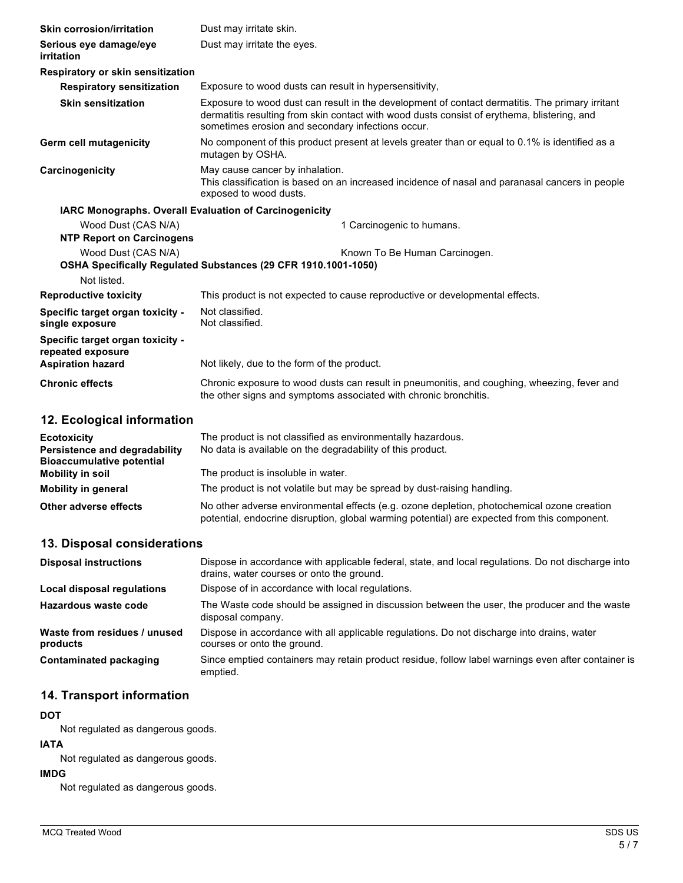**Skin corrosion/irritation** Dust may irritate skin.

**Serious eye damage/eye irritation** Dust may irritate the eyes.

**Respiratory or skin sensitization**

**Respiratory sensitization** Exposure to wood dusts can result in hypersensitivity,

**Skin sensitization** Exposure to wood dust can result in the development of contact dermatitis. The primary irritant dermatitis resulting from skin contact with wood dusts consist of erythema, blistering, and sometimes erosion and secondary infections occur.

**Germ cell mutagenicity** No component of this product present at levels greater than or equal to 0.1% is identified as a mutagen by OSHA.

**Carcinogenicity** May cause cancer by inhalation.
This classification is based on an increased incidence of nasal and paranasal cancers in people exposed to wood dusts.

**IARC Monographs. Overall Evaluation of Carcinogenicity**

Wood Dust (CAS N/A) 1 Carcinogenic to humans.

**NTP Report on Carcinogens**

Wood Dust (CAS N/A) Known To Be Human Carcinogen.

**OSHA Specifically Regulated Substances (29 CFR 1910.1001-1050)**

Not listed.

**Reproductive toxicity** This product is not expected to cause reproductive or developmental effects.

**Specific target organ toxicity - single exposure** Not classified.

**Specific target organ toxicity - repeated exposure** Not classified.

**Aspiration hazard** Not likely, due to the form of the product.

**Chronic effects** Chronic exposure to wood dusts can result in pneumonitis, and coughing, wheezing, fever and the other signs and symptoms associated with chronic bronchitis.

## 12. Ecological information

**Ecotoxicity** The product is not classified as environmentally hazardous.

**Persistence and degradability** No data is available on the degradability of this product.

**Bioaccumulative potential**

**Mobility in soil** The product is insoluble in water.

**Mobility in general** The product is not volatile but may be spread by dust-raising handling.

**Other adverse effects** No other adverse environmental effects (e.g. ozone depletion, photochemical ozone creation potential, endocrine disruption, global warming potential) are expected from this component.

## 13. Disposal considerations

**Disposal instructions** Dispose in accordance with applicable federal, state, and local regulations. Do not discharge into drains, water courses or onto the ground.

**Local disposal regulations** Dispose of in accordance with local regulations.

**Hazardous waste code** The Waste code should be assigned in discussion between the user, the producer and the waste disposal company.

**Waste from residues / unused products** Dispose in accordance with all applicable regulations. Do not discharge into drains, water courses or onto the ground.

**Contaminated packaging** Since emptied containers may retain product residue, follow label warnings even after container is emptied.

## 14. Transport information

**DOT**

Not regulated as dangerous goods.

**IATA**

Not regulated as dangerous goods.

**IMDG**

Not regulated as dangerous goods.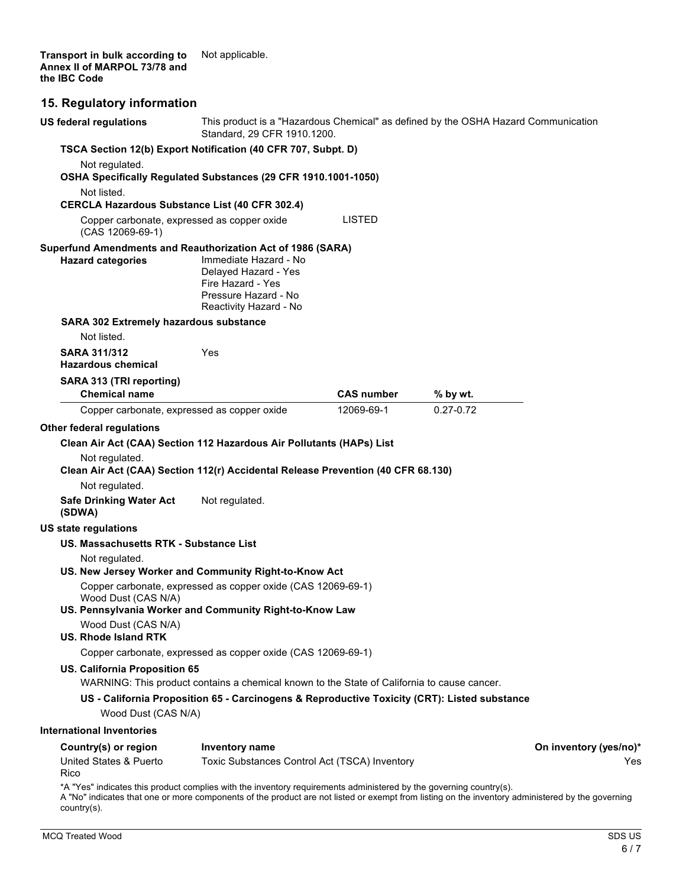**Transport in bulk according to Annex II of MARPOL 73/78 and the IBC Code** Not applicable.

## 15. Regulatory information

**US federal regulations** This product is a "Hazardous Chemical" as defined by the OSHA Hazard Communication Standard, 29 CFR 1910.1200.

**TSCA Section 12(b) Export Notification (40 CFR 707, Subpt. D)**

Not regulated.

**OSHA Specifically Regulated Substances (29 CFR 1910.1001-1050)**

Not listed.

**CERCLA Hazardous Substance List (40 CFR 302.4)**

Copper carbonate, expressed as copper oxide (CAS 12069-69-1) LISTED

**Superfund Amendments and Reauthorization Act of 1986 (SARA)**

**Hazard categories**
Immediate Hazard - No
Delayed Hazard - Yes
Fire Hazard - Yes
Pressure Hazard - No
Reactivity Hazard - No

**SARA 302 Extremely hazardous substance**

Not listed.

**SARA 311/312 Hazardous chemical** Yes

**SARA 313 (TRI reporting)**

| Chemical name | CAS number | % by wt. |
|---|---|---|
| Copper carbonate, expressed as copper oxide | 12069-69-1 | 0.27-0.72 |

**Other federal regulations**

**Clean Air Act (CAA) Section 112 Hazardous Air Pollutants (HAPs) List**

Not regulated.

**Clean Air Act (CAA) Section 112(r) Accidental Release Prevention (40 CFR 68.130)**

Not regulated.

**Safe Drinking Water Act (SDWA)** Not regulated.

**US state regulations**

**US. Massachusetts RTK - Substance List**

Not regulated.

**US. New Jersey Worker and Community Right-to-Know Act**

Copper carbonate, expressed as copper oxide (CAS 12069-69-1)
Wood Dust (CAS N/A)

**US. Pennsylvania Worker and Community Right-to-Know Law**

Wood Dust (CAS N/A)

**US. Rhode Island RTK**

Copper carbonate, expressed as copper oxide (CAS 12069-69-1)

**US. California Proposition 65**

WARNING: This product contains a chemical known to the State of California to cause cancer.

**US - California Proposition 65 - Carcinogens & Reproductive Toxicity (CRT): Listed substance**

Wood Dust (CAS N/A)

**International Inventories**

| Country(s) or region | Inventory name | On inventory (yes/no)* |
|---|---|---|
| United States & Puerto Rico | Toxic Substances Control Act (TSCA) Inventory | Yes |

*A "Yes" indicates this product complies with the inventory requirements administered by the governing country(s).
A "No" indicates that one or more components of the product are not listed or exempt from listing on the inventory administered by the governing country(s).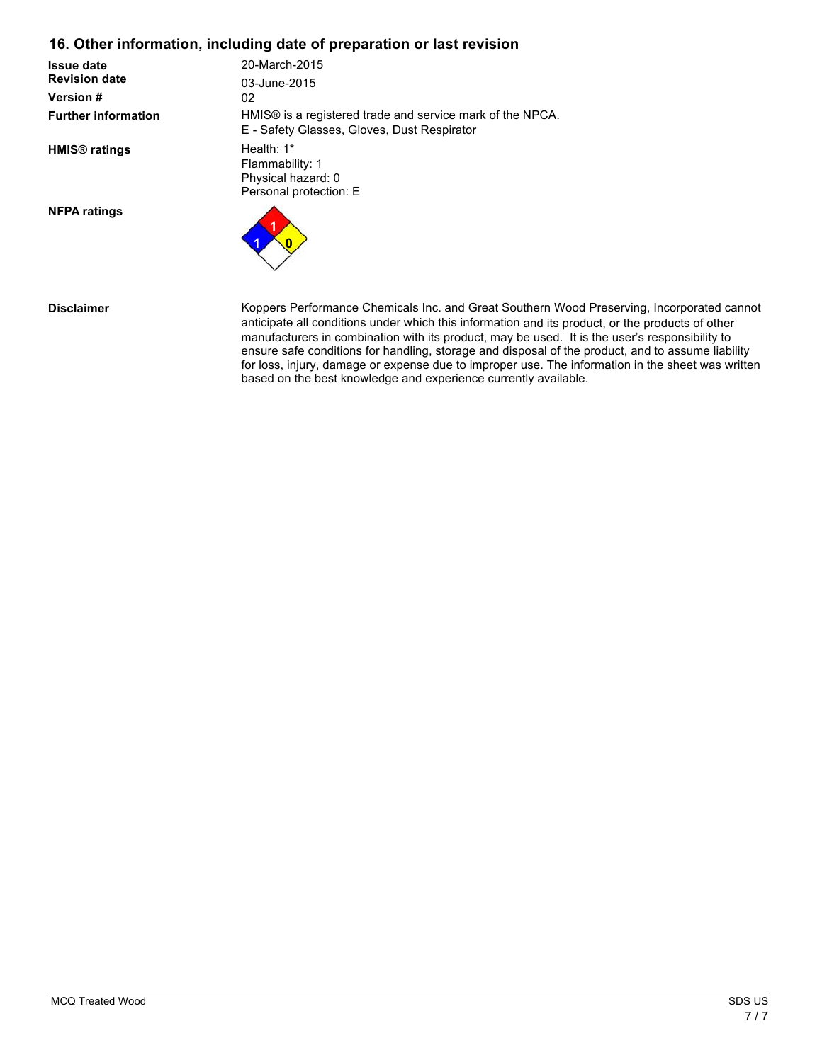## 16. Other information, including date of preparation or last revision

**Issue date** 20-March-2015

**Revision date** 03-June-2015

**Version #** 02

**Further information** HMIS® is a registered trade and service mark of the NPCA.
E - Safety Glasses, Gloves, Dust Respirator

**HMIS® ratings**
Health: 1*
Flammability: 1
Physical hazard: 0
Personal protection: E

**NFPA ratings**

1
1
0

**Disclaimer** Koppers Performance Chemicals Inc. and Great Southern Wood Preserving, Incorporated cannot anticipate all conditions under which this information and its product, or the products of other manufacturers in combination with its product, may be used. It is the user's responsibility to ensure safe conditions for handling, storage and disposal of the product, and to assume liability for loss, injury, damage or expense due to improper use. The information in the sheet was written based on the best knowledge and experience currently available.